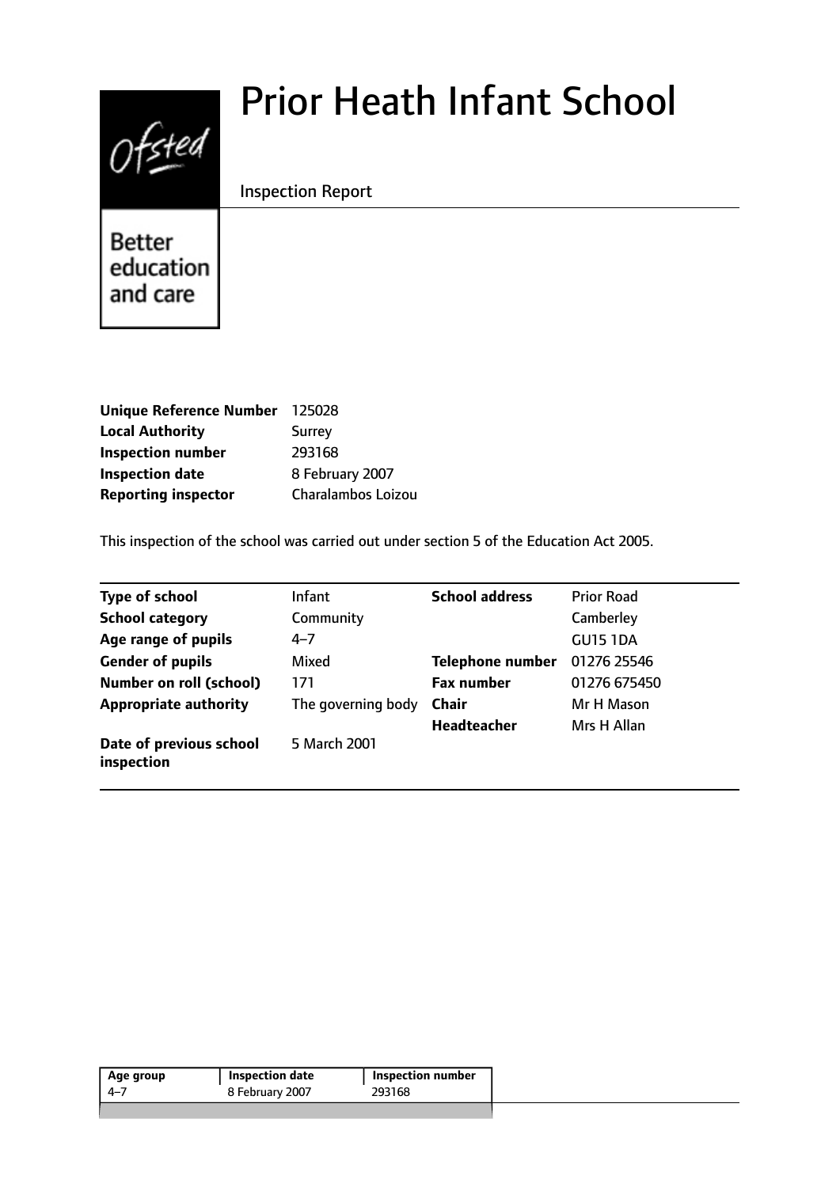# Prior Heath Infant School

Inspection Report

Ofsted

Better education and care

| | |
|---|---|
| **Unique Reference Number** | 125028 |
| **Local Authority** | Surrey |
| **Inspection number** | 293168 |
| **Inspection date** | 8 February 2007 |
| **Reporting inspector** | Charalambos Loizou |

This inspection of the school was carried out under section 5 of the Education Act 2005.

| | | | |
|---|---|---|---|
| **Type of school** | Infant | **School address** | Prior Road |
| **School category** | Community | | Camberley |
| **Age range of pupils** | 4–7 | | GU15 1DA |
| **Gender of pupils** | Mixed | **Telephone number** | 01276 25546 |
| **Number on roll (school)** | 171 | **Fax number** | 01276 675450 |
| **Appropriate authority** | The governing body | **Chair** | Mr H Mason |
| | | **Headteacher** | Mrs H Allan |
| **Date of previous school inspection** | 5 March 2001 | | |

| Age group | Inspection date | Inspection number |
|---|---|---|
| 4–7 | 8 February 2007 | 293168 |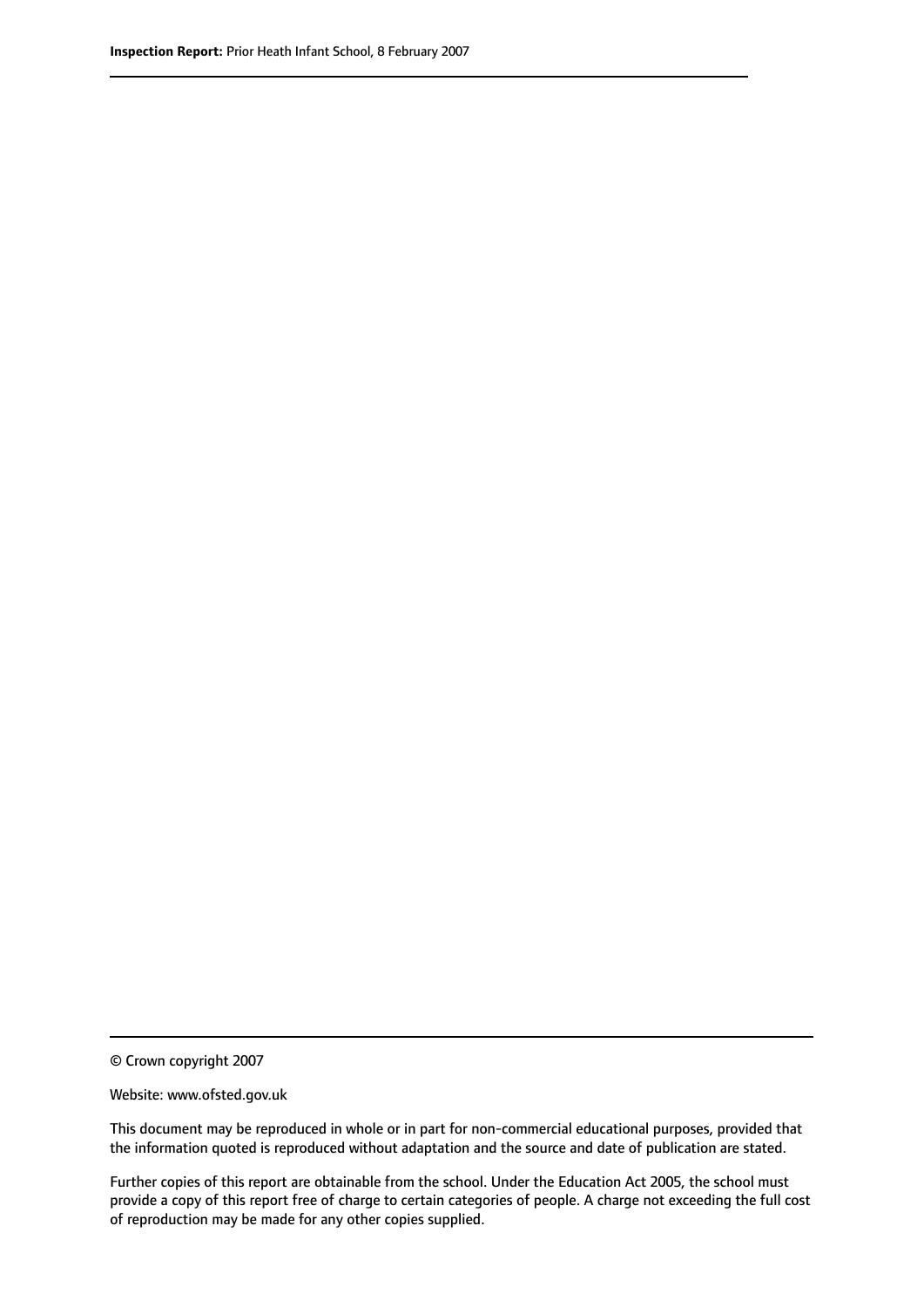© Crown copyright 2007

Website: www.ofsted.gov.uk

This document may be reproduced in whole or in part for non-commercial educational purposes, provided that the information quoted is reproduced without adaptation and the source and date of publication are stated.

Further copies of this report are obtainable from the school. Under the Education Act 2005, the school must provide a copy of this report free of charge to certain categories of people. A charge not exceeding the full cost of reproduction may be made for any other copies supplied.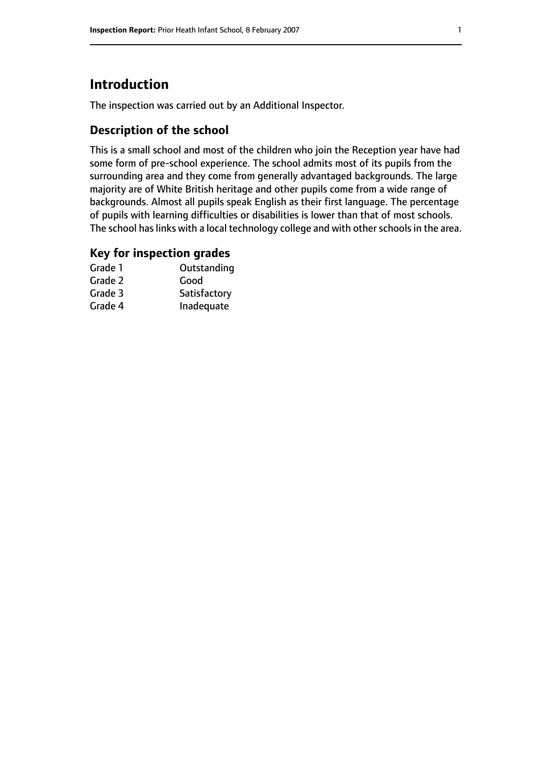# Introduction

The inspection was carried out by an Additional Inspector.

## Description of the school

This is a small school and most of the children who join the Reception year have had some form of pre-school experience. The school admits most of its pupils from the surrounding area and they come from generally advantaged backgrounds. The large majority are of White British heritage and other pupils come from a wide range of backgrounds. Almost all pupils speak English as their first language. The percentage of pupils with learning difficulties or disabilities is lower than that of most schools. The school has links with a local technology college and with other schools in the area.

## Key for inspection grades

| | |
|---|---|
| Grade 1 | Outstanding |
| Grade 2 | Good |
| Grade 3 | Satisfactory |
| Grade 4 | Inadequate |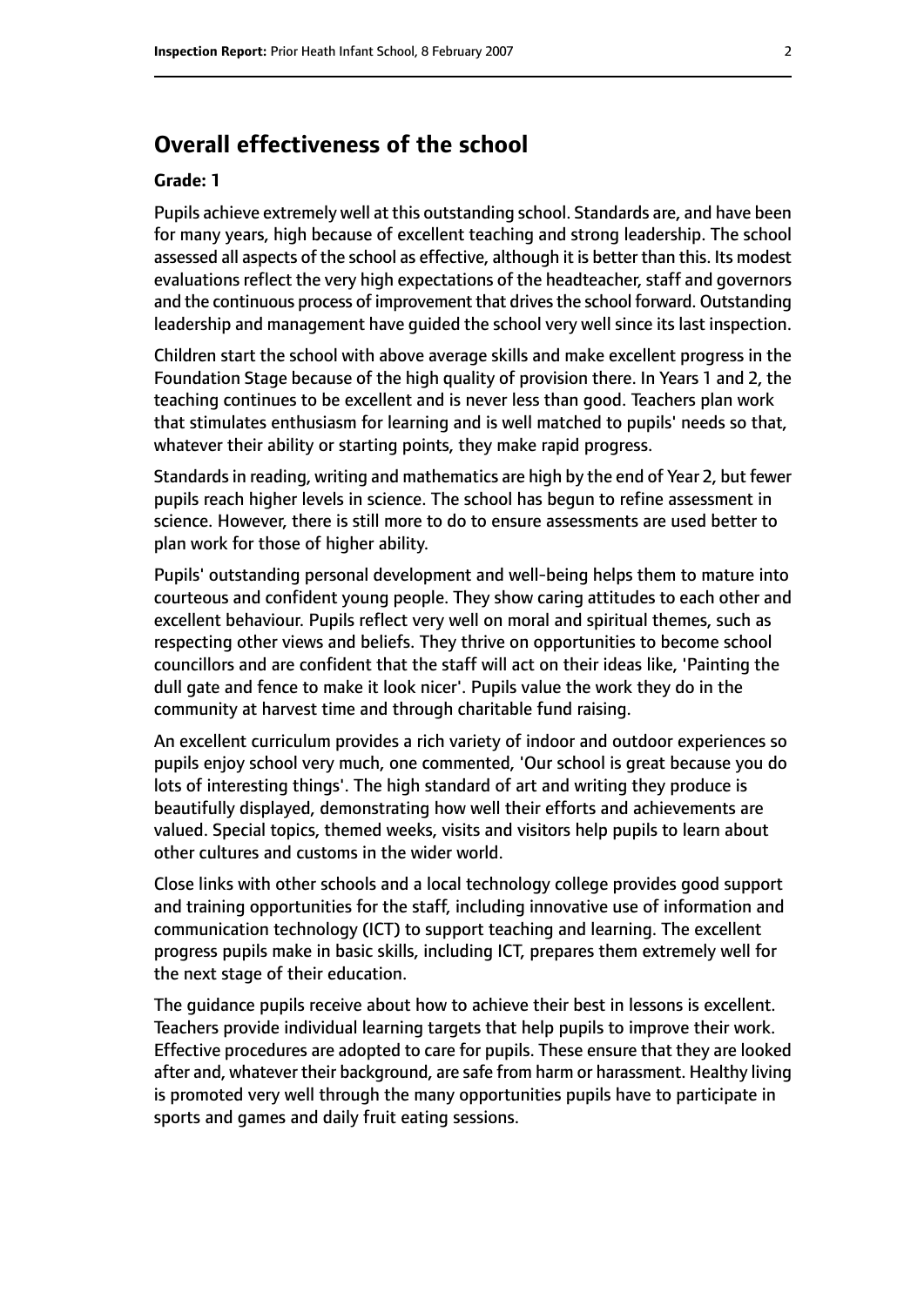## Overall effectiveness of the school

**Grade: 1**

Pupils achieve extremely well at this outstanding school. Standards are, and have been for many years, high because of excellent teaching and strong leadership. The school assessed all aspects of the school as effective, although it is better than this. Its modest evaluations reflect the very high expectations of the headteacher, staff and governors and the continuous process of improvement that drives the school forward. Outstanding leadership and management have guided the school very well since its last inspection.

Children start the school with above average skills and make excellent progress in the Foundation Stage because of the high quality of provision there. In Years 1 and 2, the teaching continues to be excellent and is never less than good. Teachers plan work that stimulates enthusiasm for learning and is well matched to pupils' needs so that, whatever their ability or starting points, they make rapid progress.

Standards in reading, writing and mathematics are high by the end of Year 2, but fewer pupils reach higher levels in science. The school has begun to refine assessment in science. However, there is still more to do to ensure assessments are used better to plan work for those of higher ability.

Pupils' outstanding personal development and well-being helps them to mature into courteous and confident young people. They show caring attitudes to each other and excellent behaviour. Pupils reflect very well on moral and spiritual themes, such as respecting other views and beliefs. They thrive on opportunities to become school councillors and are confident that the staff will act on their ideas like, 'Painting the dull gate and fence to make it look nicer'. Pupils value the work they do in the community at harvest time and through charitable fund raising.

An excellent curriculum provides a rich variety of indoor and outdoor experiences so pupils enjoy school very much, one commented, 'Our school is great because you do lots of interesting things'. The high standard of art and writing they produce is beautifully displayed, demonstrating how well their efforts and achievements are valued. Special topics, themed weeks, visits and visitors help pupils to learn about other cultures and customs in the wider world.

Close links with other schools and a local technology college provides good support and training opportunities for the staff, including innovative use of information and communication technology (ICT) to support teaching and learning. The excellent progress pupils make in basic skills, including ICT, prepares them extremely well for the next stage of their education.

The guidance pupils receive about how to achieve their best in lessons is excellent. Teachers provide individual learning targets that help pupils to improve their work. Effective procedures are adopted to care for pupils. These ensure that they are looked after and, whatever their background, are safe from harm or harassment. Healthy living is promoted very well through the many opportunities pupils have to participate in sports and games and daily fruit eating sessions.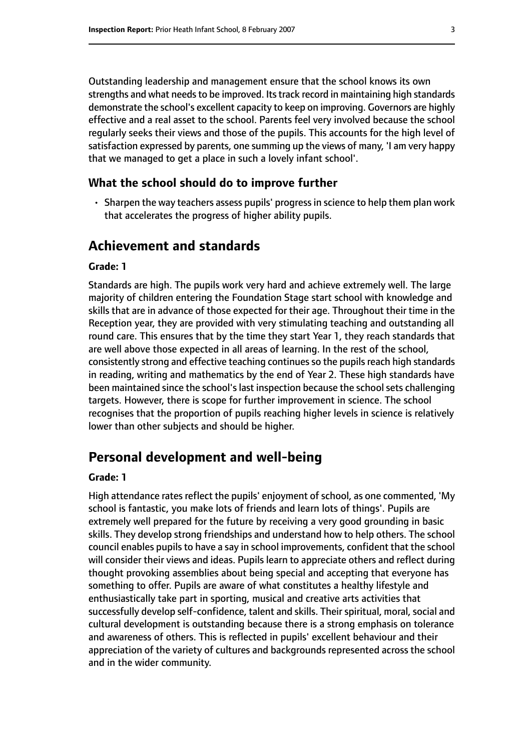Outstanding leadership and management ensure that the school knows its own strengths and what needs to be improved. Its track record in maintaining high standards demonstrate the school's excellent capacity to keep on improving. Governors are highly effective and a real asset to the school. Parents feel very involved because the school regularly seeks their views and those of the pupils. This accounts for the high level of satisfaction expressed by parents, one summing up the views of many, 'I am very happy that we managed to get a place in such a lovely infant school'.

### What the school should do to improve further

- Sharpen the way teachers assess pupils' progress in science to help them plan work that accelerates the progress of higher ability pupils.

## Achievement and standards

#### Grade: 1

Standards are high. The pupils work very hard and achieve extremely well. The large majority of children entering the Foundation Stage start school with knowledge and skills that are in advance of those expected for their age. Throughout their time in the Reception year, they are provided with very stimulating teaching and outstanding all round care. This ensures that by the time they start Year 1, they reach standards that are well above those expected in all areas of learning. In the rest of the school, consistently strong and effective teaching continues so the pupils reach high standards in reading, writing and mathematics by the end of Year 2. These high standards have been maintained since the school's last inspection because the school sets challenging targets. However, there is scope for further improvement in science. The school recognises that the proportion of pupils reaching higher levels in science is relatively lower than other subjects and should be higher.

## Personal development and well-being

#### Grade: 1

High attendance rates reflect the pupils' enjoyment of school, as one commented, 'My school is fantastic, you make lots of friends and learn lots of things'. Pupils are extremely well prepared for the future by receiving a very good grounding in basic skills. They develop strong friendships and understand how to help others. The school council enables pupils to have a say in school improvements, confident that the school will consider their views and ideas. Pupils learn to appreciate others and reflect during thought provoking assemblies about being special and accepting that everyone has something to offer. Pupils are aware of what constitutes a healthy lifestyle and enthusiastically take part in sporting, musical and creative arts activities that successfully develop self-confidence, talent and skills. Their spiritual, moral, social and cultural development is outstanding because there is a strong emphasis on tolerance and awareness of others. This is reflected in pupils' excellent behaviour and their appreciation of the variety of cultures and backgrounds represented across the school and in the wider community.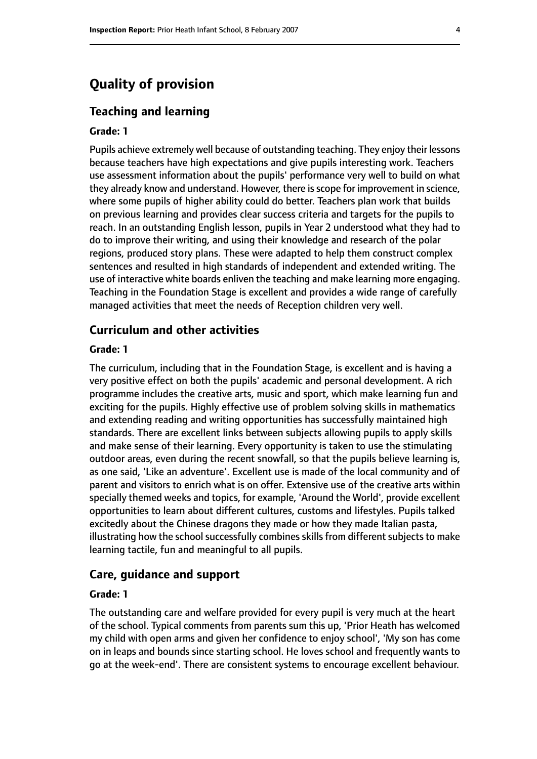# Quality of provision

## Teaching and learning

**Grade: 1**

Pupils achieve extremely well because of outstanding teaching. They enjoy their lessons because teachers have high expectations and give pupils interesting work. Teachers use assessment information about the pupils' performance very well to build on what they already know and understand. However, there is scope for improvement in science, where some pupils of higher ability could do better. Teachers plan work that builds on previous learning and provides clear success criteria and targets for the pupils to reach. In an outstanding English lesson, pupils in Year 2 understood what they had to do to improve their writing, and using their knowledge and research of the polar regions, produced story plans. These were adapted to help them construct complex sentences and resulted in high standards of independent and extended writing. The use of interactive white boards enliven the teaching and make learning more engaging. Teaching in the Foundation Stage is excellent and provides a wide range of carefully managed activities that meet the needs of Reception children very well.

## Curriculum and other activities

**Grade: 1**

The curriculum, including that in the Foundation Stage, is excellent and is having a very positive effect on both the pupils' academic and personal development. A rich programme includes the creative arts, music and sport, which make learning fun and exciting for the pupils. Highly effective use of problem solving skills in mathematics and extending reading and writing opportunities has successfully maintained high standards. There are excellent links between subjects allowing pupils to apply skills and make sense of their learning. Every opportunity is taken to use the stimulating outdoor areas, even during the recent snowfall, so that the pupils believe learning is, as one said, 'Like an adventure'. Excellent use is made of the local community and of parent and visitors to enrich what is on offer. Extensive use of the creative arts within specially themed weeks and topics, for example, 'Around the World', provide excellent opportunities to learn about different cultures, customs and lifestyles. Pupils talked excitedly about the Chinese dragons they made or how they made Italian pasta, illustrating how the school successfully combines skills from different subjects to make learning tactile, fun and meaningful to all pupils.

## Care, guidance and support

**Grade: 1**

The outstanding care and welfare provided for every pupil is very much at the heart of the school. Typical comments from parents sum this up, 'Prior Heath has welcomed my child with open arms and given her confidence to enjoy school', 'My son has come on in leaps and bounds since starting school. He loves school and frequently wants to go at the week-end'. There are consistent systems to encourage excellent behaviour.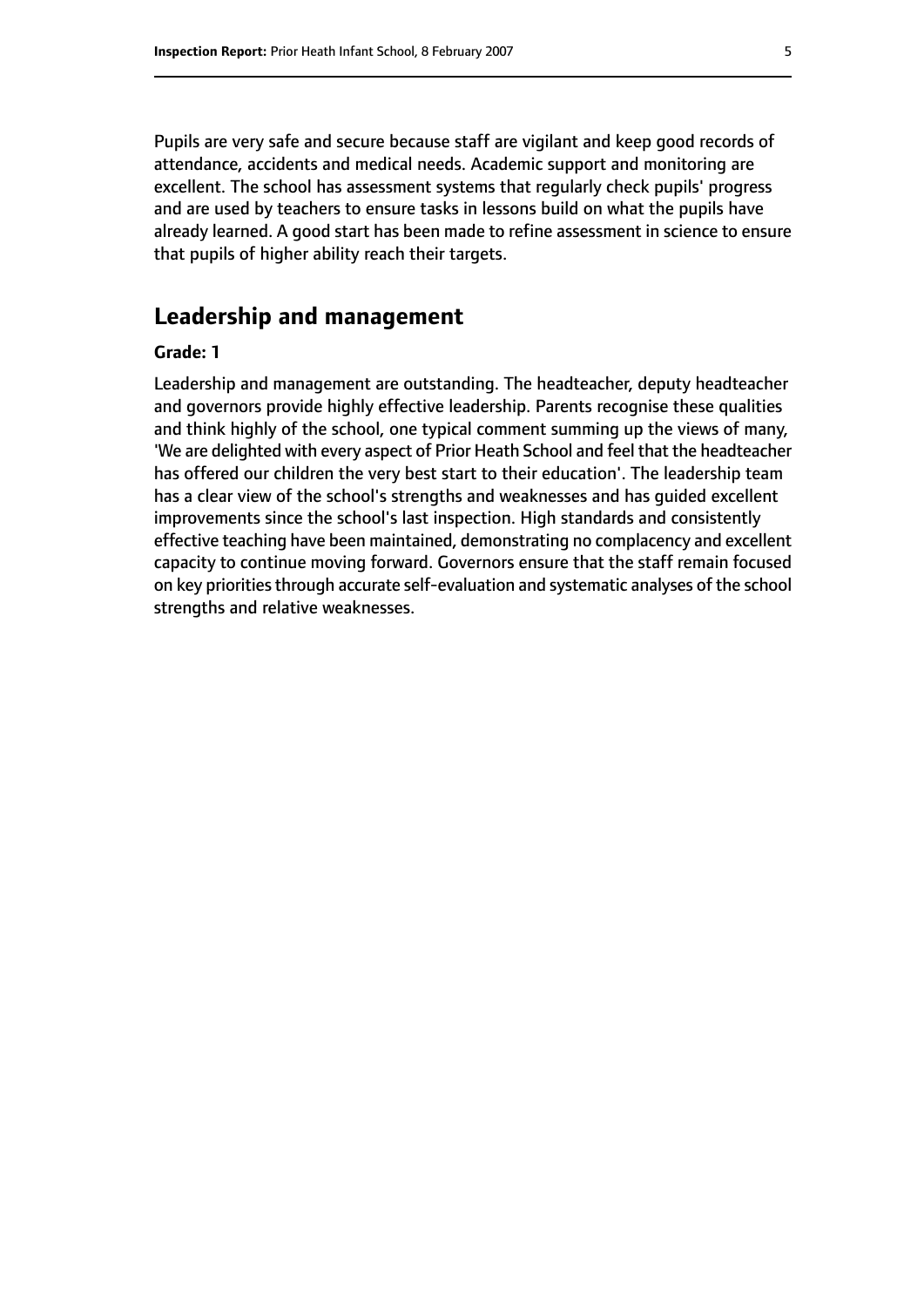Pupils are very safe and secure because staff are vigilant and keep good records of attendance, accidents and medical needs. Academic support and monitoring are excellent. The school has assessment systems that regularly check pupils' progress and are used by teachers to ensure tasks in lessons build on what the pupils have already learned. A good start has been made to refine assessment in science to ensure that pupils of higher ability reach their targets.

## Leadership and management

**Grade: 1**

Leadership and management are outstanding. The headteacher, deputy headteacher and governors provide highly effective leadership. Parents recognise these qualities and think highly of the school, one typical comment summing up the views of many, 'We are delighted with every aspect of Prior Heath School and feel that the headteacher has offered our children the very best start to their education'. The leadership team has a clear view of the school's strengths and weaknesses and has guided excellent improvements since the school's last inspection. High standards and consistently effective teaching have been maintained, demonstrating no complacency and excellent capacity to continue moving forward. Governors ensure that the staff remain focused on key priorities through accurate self-evaluation and systematic analyses of the school strengths and relative weaknesses.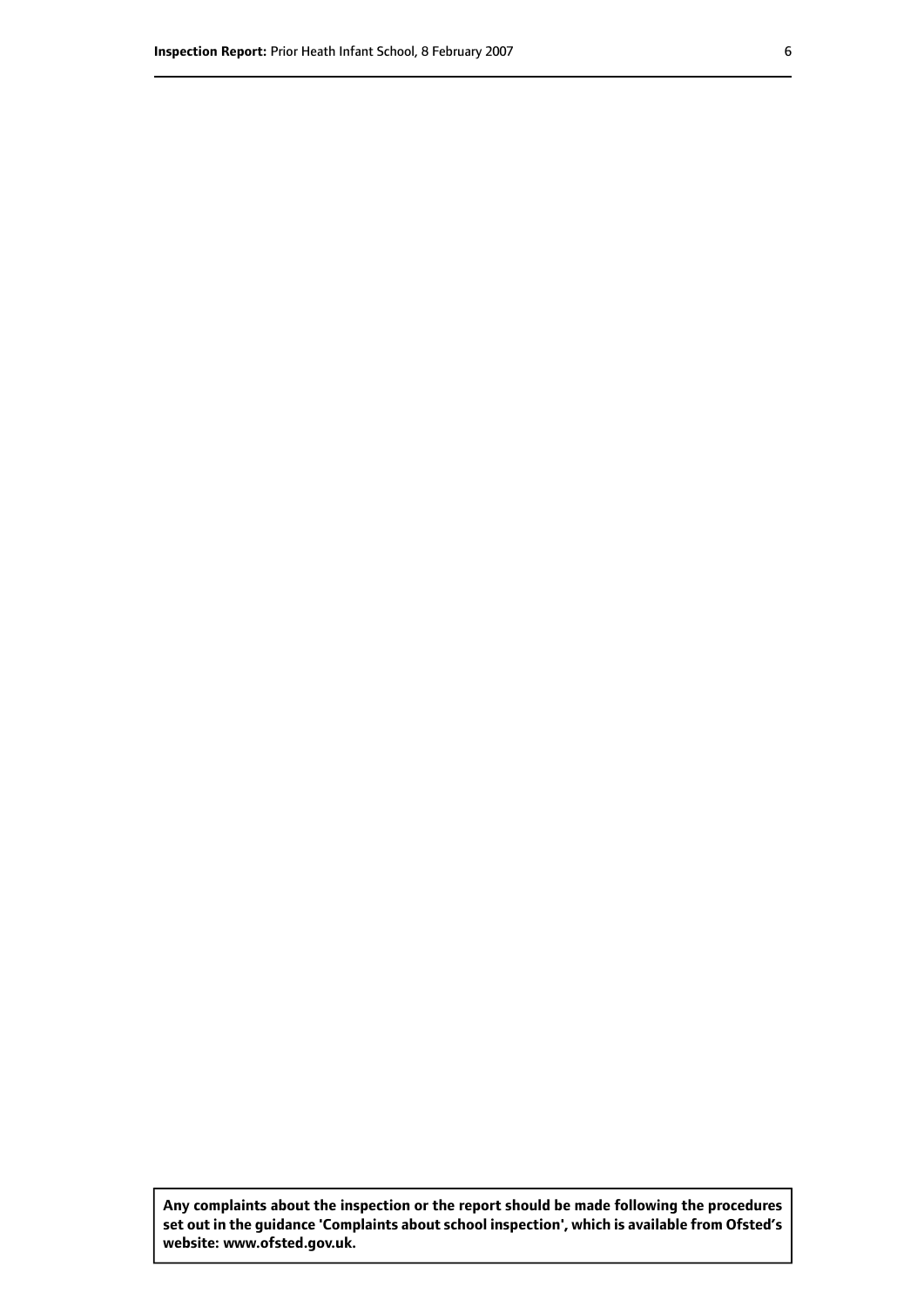**Any complaints about the inspection or the report should be made following the procedures set out in the guidance 'Complaints about school inspection', which is available from Ofsted's website: www.ofsted.gov.uk.**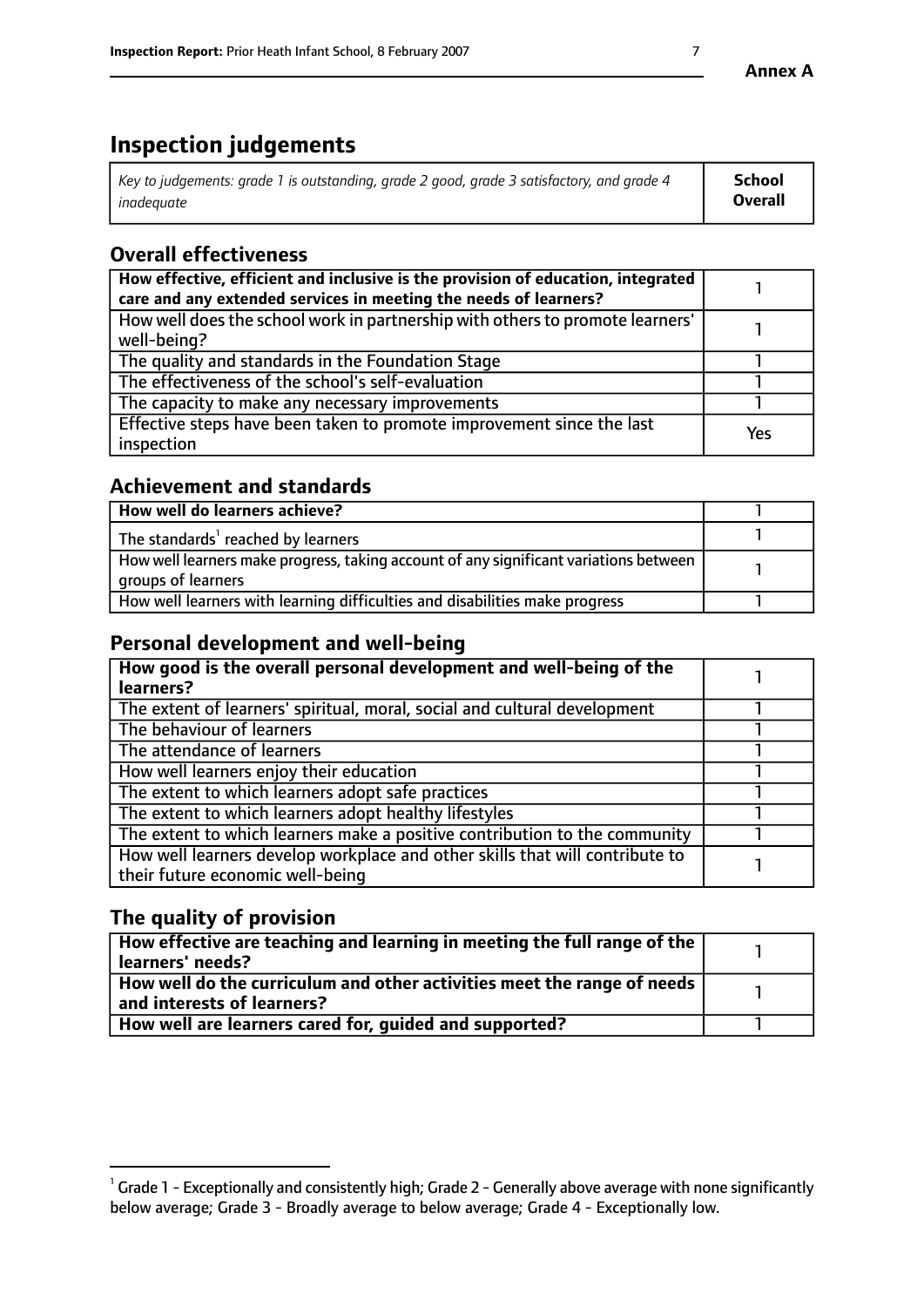# Inspection judgements

| *Key to judgements: grade 1 is outstanding, grade 2 good, grade 3 satisfactory, and grade 4 inadequate* | **School Overall** |
|---|---|

## Overall effectiveness

| | |
|---|---|
| **How effective, efficient and inclusive is the provision of education, integrated care and any extended services in meeting the needs of learners?** | 1 |
| How well does the school work in partnership with others to promote learners' well-being? | 1 |
| The quality and standards in the Foundation Stage | 1 |
| The effectiveness of the school's self-evaluation | 1 |
| The capacity to make any necessary improvements | 1 |
| Effective steps have been taken to promote improvement since the last inspection | Yes |

## Achievement and standards

| | |
|---|---|
| **How well do learners achieve?** | 1 |
| The standards[1] reached by learners | 1 |
| How well learners make progress, taking account of any significant variations between groups of learners | 1 |
| How well learners with learning difficulties and disabilities make progress | 1 |

## Personal development and well-being

| | |
|---|---|
| **How good is the overall personal development and well-being of the learners?** | 1 |
| The extent of learners' spiritual, moral, social and cultural development | 1 |
| The behaviour of learners | 1 |
| The attendance of learners | 1 |
| How well learners enjoy their education | 1 |
| The extent to which learners adopt safe practices | 1 |
| The extent to which learners adopt healthy lifestyles | 1 |
| The extent to which learners make a positive contribution to the community | 1 |
| How well learners develop workplace and other skills that will contribute to their future economic well-being | 1 |

## The quality of provision

| | |
|---|---|
| **How effective are teaching and learning in meeting the full range of the learners' needs?** | 1 |
| **How well do the curriculum and other activities meet the range of needs and interests of learners?** | 1 |
| **How well are learners cared for, guided and supported?** | 1 |

[1] Grade 1 - Exceptionally and consistently high; Grade 2 - Generally above average with none significantly below average; Grade 3 - Broadly average to below average; Grade 4 - Exceptionally low.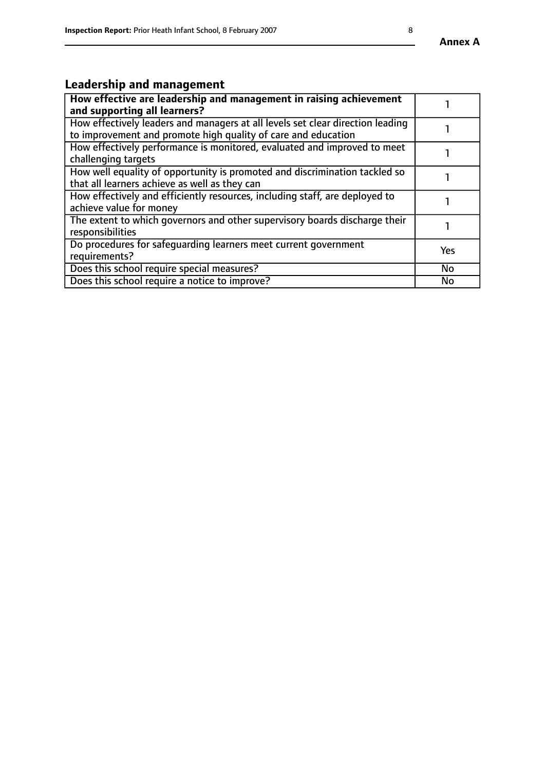## Leadership and management

| | |
|---|---|
| **How effective are leadership and management in raising achievement and supporting all learners?** | 1 |
| How effectively leaders and managers at all levels set clear direction leading to improvement and promote high quality of care and education | 1 |
| How effectively performance is monitored, evaluated and improved to meet challenging targets | 1 |
| How well equality of opportunity is promoted and discrimination tackled so that all learners achieve as well as they can | 1 |
| How effectively and efficiently resources, including staff, are deployed to achieve value for money | 1 |
| The extent to which governors and other supervisory boards discharge their responsibilities | 1 |
| Do procedures for safeguarding learners meet current government requirements? | Yes |
| Does this school require special measures? | No |
| Does this school require a notice to improve? | No |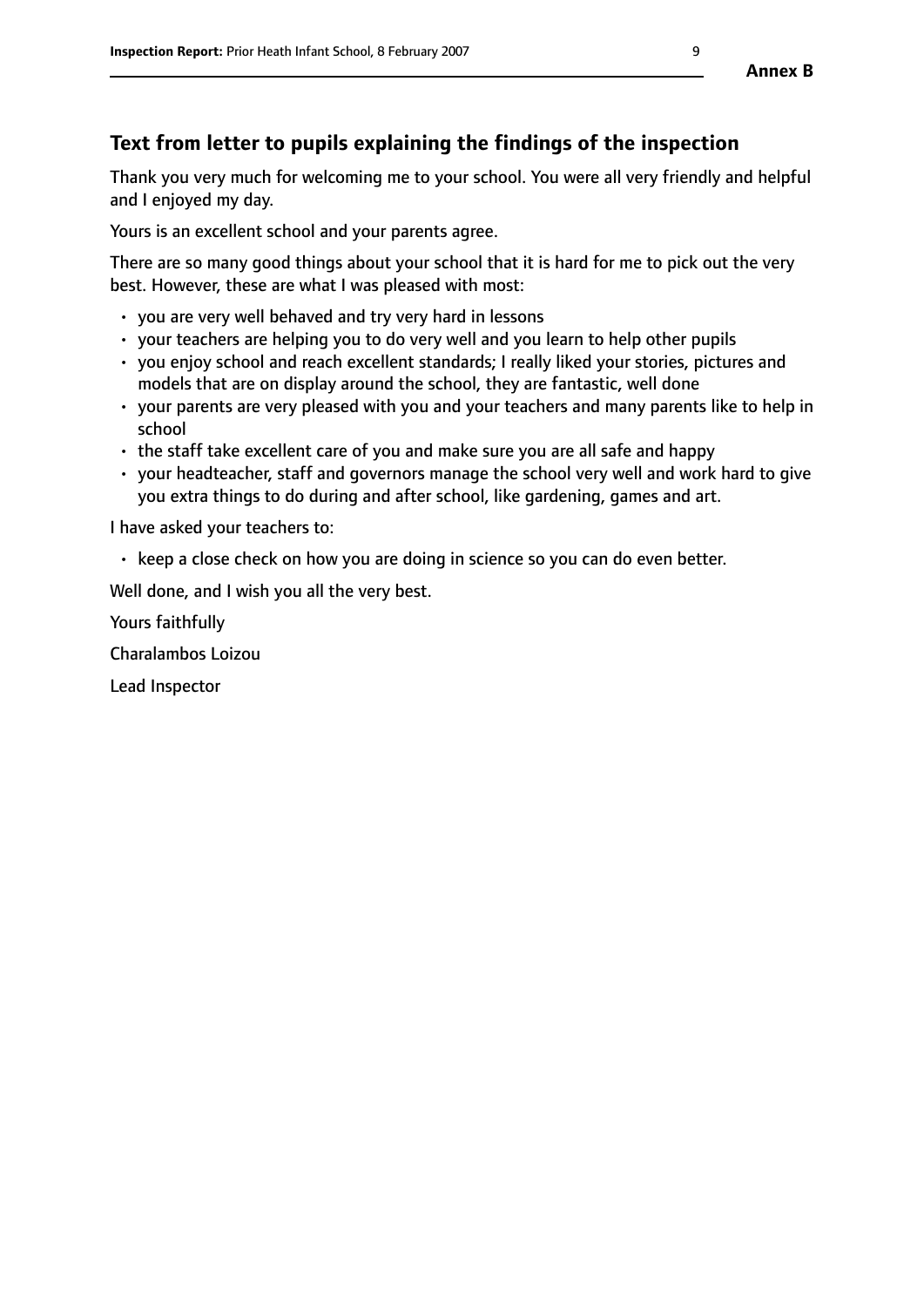## Text from letter to pupils explaining the findings of the inspection

Thank you very much for welcoming me to your school. You were all very friendly and helpful and I enjoyed my day.

Yours is an excellent school and your parents agree.

There are so many good things about your school that it is hard for me to pick out the very best. However, these are what I was pleased with most:

- you are very well behaved and try very hard in lessons
- your teachers are helping you to do very well and you learn to help other pupils
- you enjoy school and reach excellent standards; I really liked your stories, pictures and models that are on display around the school, they are fantastic, well done
- your parents are very pleased with you and your teachers and many parents like to help in school
- the staff take excellent care of you and make sure you are all safe and happy
- your headteacher, staff and governors manage the school very well and work hard to give you extra things to do during and after school, like gardening, games and art.

I have asked your teachers to:

- keep a close check on how you are doing in science so you can do even better.

Well done, and I wish you all the very best.

Yours faithfully

Charalambos Loizou

Lead Inspector